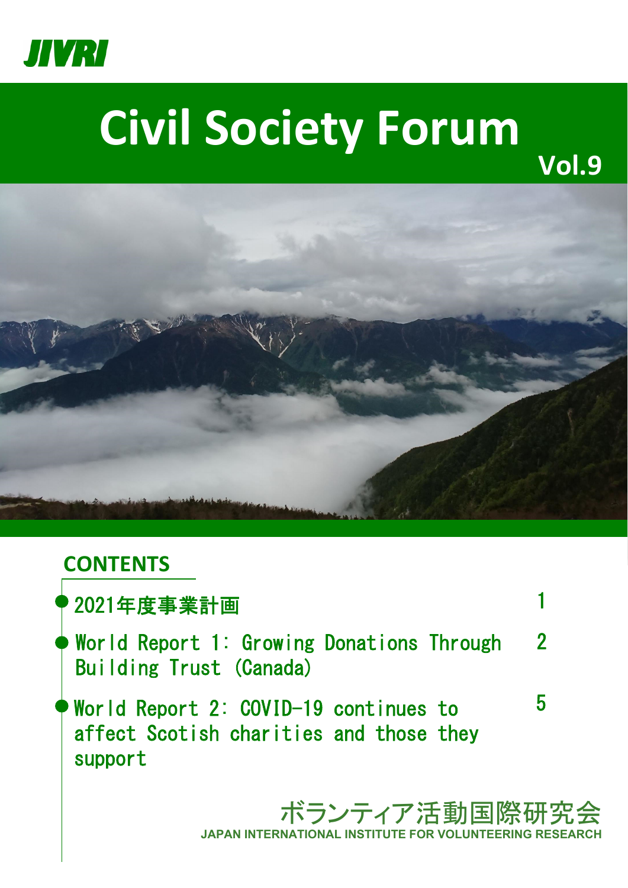JIVRI

# Civil Society Forum

**Vol.9**

## CONTENTS

- 2021年度事業計画 1
- World Report 1: Growing Donations Through Building Trust (Canada) 2
- World Report 2: COVID-19 continues to affect Scottish charities and those they support 5

ボランティア活動国際研究会

JAPAN INTERNATIONAL INSTITUTE FOR VOLUNTEERING RESEARCH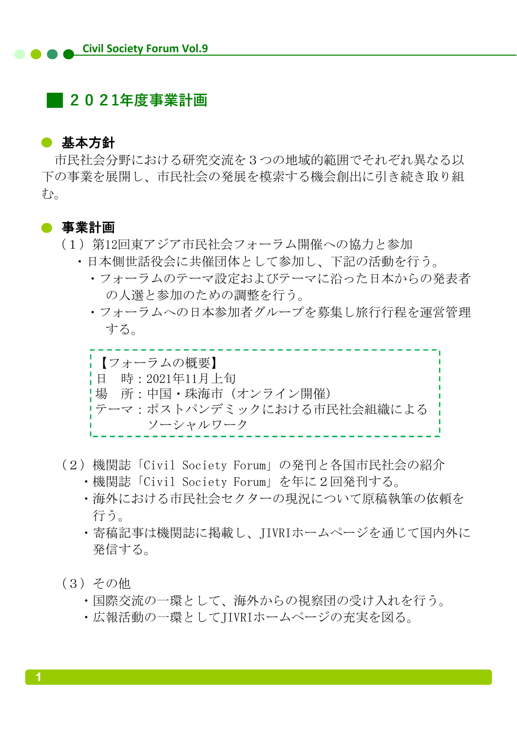## ■ ２０２1年度事業計画

### ● 基本方針

市民社会分野における研究交流を３つの地域的範囲でそれぞれ異なる以下の事業を展開し、市民社会の発展を模索する機会創出に引き続き取り組む。

### ● 事業計画

（１）第12回東アジア市民社会フォーラム開催への協力と参加

- 日本側世話役会に共催団体として参加し、下記の活動を行う。
  - フォーラムのテーマ設定およびテーマに沿った日本からの発表者の人選と参加のための調整を行う。
  - フォーラムへの日本参加者グループを募集し旅行行程を運営管理する。

【フォーラムの概要】
日　時：2021年11月上旬
場　所：中国・珠海市（オンライン開催）
テーマ：ポストパンデミックにおける市民社会組織によるソーシャルワーク

（２）機関誌「Civil Society Forum」の発刊と各国市民社会の紹介

- 機関誌「Civil Society Forum」を年に２回発刊する。
- 海外における市民社会セクターの現況について原稿執筆の依頼を行う。
- 寄稿記事は機関誌に掲載し、JIVRIホームページを通じて国内外に発信する。

（３）その他

- 国際交流の一環として、海外からの視察団の受け入れを行う。
- 広報活動の一環としてJIVRIホームページの充実を図る。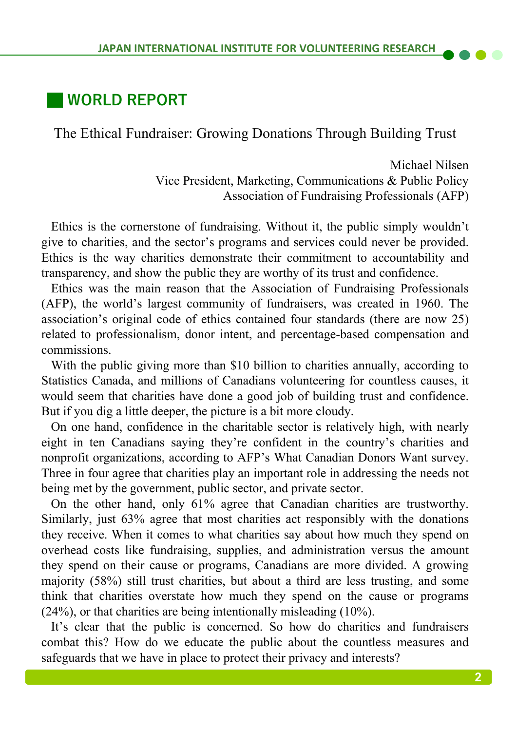## WORLD REPORT

### The Ethical Fundraiser: Growing Donations Through Building Trust

Michael Nilsen
Vice President, Marketing, Communications & Public Policy
Association of Fundraising Professionals (AFP)

Ethics is the cornerstone of fundraising. Without it, the public simply wouldn't give to charities, and the sector's programs and services could never be provided. Ethics is the way charities demonstrate their commitment to accountability and transparency, and show the public they are worthy of its trust and confidence.

Ethics was the main reason that the Association of Fundraising Professionals (AFP), the world's largest community of fundraisers, was created in 1960. The association's original code of ethics contained four standards (there are now 25) related to professionalism, donor intent, and percentage-based compensation and commissions.

With the public giving more than $10 billion to charities annually, according to Statistics Canada, and millions of Canadians volunteering for countless causes, it would seem that charities have done a good job of building trust and confidence. But if you dig a little deeper, the picture is a bit more cloudy.

On one hand, confidence in the charitable sector is relatively high, with nearly eight in ten Canadians saying they're confident in the country's charities and nonprofit organizations, according to AFP's What Canadian Donors Want survey. Three in four agree that charities play an important role in addressing the needs not being met by the government, public sector, and private sector.

On the other hand, only 61% agree that Canadian charities are trustworthy. Similarly, just 63% agree that most charities act responsibly with the donations they receive. When it comes to what charities say about how much they spend on overhead costs like fundraising, supplies, and administration versus the amount they spend on their cause or programs, Canadians are more divided. A growing majority (58%) still trust charities, but about a third are less trusting, and some think that charities overstate how much they spend on the cause or programs (24%), or that charities are being intentionally misleading (10%).

It's clear that the public is concerned. So how do charities and fundraisers combat this? How do we educate the public about the countless measures and safeguards that we have in place to protect their privacy and interests?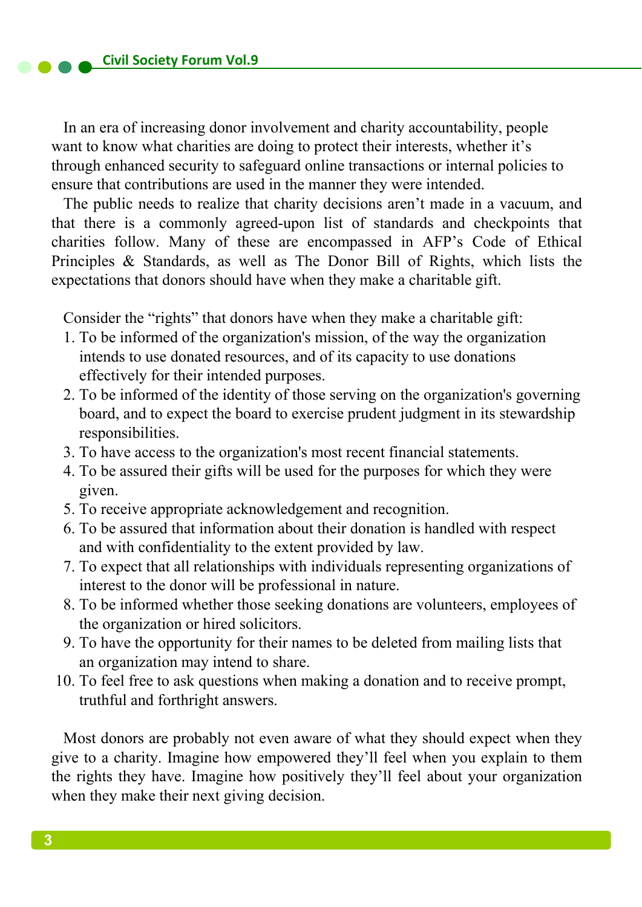In an era of increasing donor involvement and charity accountability, people want to know what charities are doing to protect their interests, whether it's through enhanced security to safeguard online transactions or internal policies to ensure that contributions are used in the manner they were intended.

The public needs to realize that charity decisions aren't made in a vacuum, and that there is a commonly agreed-upon list of standards and checkpoints that charities follow. Many of these are encompassed in AFP's Code of Ethical Principles & Standards, as well as The Donor Bill of Rights, which lists the expectations that donors should have when they make a charitable gift.

Consider the "rights" that donors have when they make a charitable gift:

1. To be informed of the organization's mission, of the way the organization intends to use donated resources, and of its capacity to use donations effectively for their intended purposes.
2. To be informed of the identity of those serving on the organization's governing board, and to expect the board to exercise prudent judgment in its stewardship responsibilities.
3. To have access to the organization's most recent financial statements.
4. To be assured their gifts will be used for the purposes for which they were given.
5. To receive appropriate acknowledgement and recognition.
6. To be assured that information about their donation is handled with respect and with confidentiality to the extent provided by law.
7. To expect that all relationships with individuals representing organizations of interest to the donor will be professional in nature.
8. To be informed whether those seeking donations are volunteers, employees of the organization or hired solicitors.
9. To have the opportunity for their names to be deleted from mailing lists that an organization may intend to share.
10. To feel free to ask questions when making a donation and to receive prompt, truthful and forthright answers.

Most donors are probably not even aware of what they should expect when they give to a charity. Imagine how empowered they'll feel when you explain to them the rights they have. Imagine how positively they'll feel about your organization when they make their next giving decision.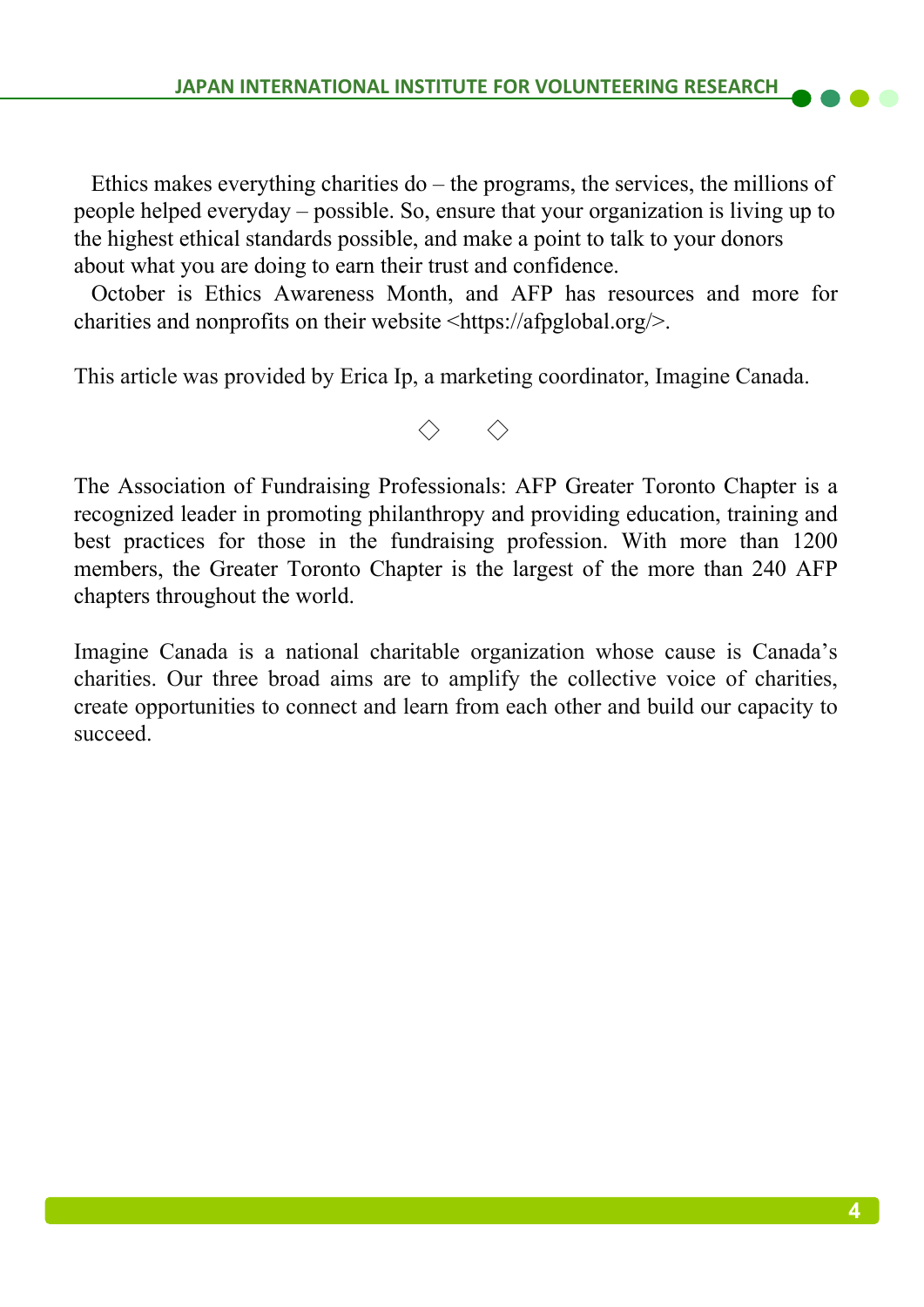Ethics makes everything charities do – the programs, the services, the millions of people helped everyday – possible. So, ensure that your organization is living up to the highest ethical standards possible, and make a point to talk to your donors about what you are doing to earn their trust and confidence.

October is Ethics Awareness Month, and AFP has resources and more for charities and nonprofits on their website <https://afpglobal.org/>.

This article was provided by Erica Ip, a marketing coordinator, Imagine Canada.

◇　◇

The Association of Fundraising Professionals: AFP Greater Toronto Chapter is a recognized leader in promoting philanthropy and providing education, training and best practices for those in the fundraising profession. With more than 1200 members, the Greater Toronto Chapter is the largest of the more than 240 AFP chapters throughout the world.

Imagine Canada is a national charitable organization whose cause is Canada's charities. Our three broad aims are to amplify the collective voice of charities, create opportunities to connect and learn from each other and build our capacity to succeed.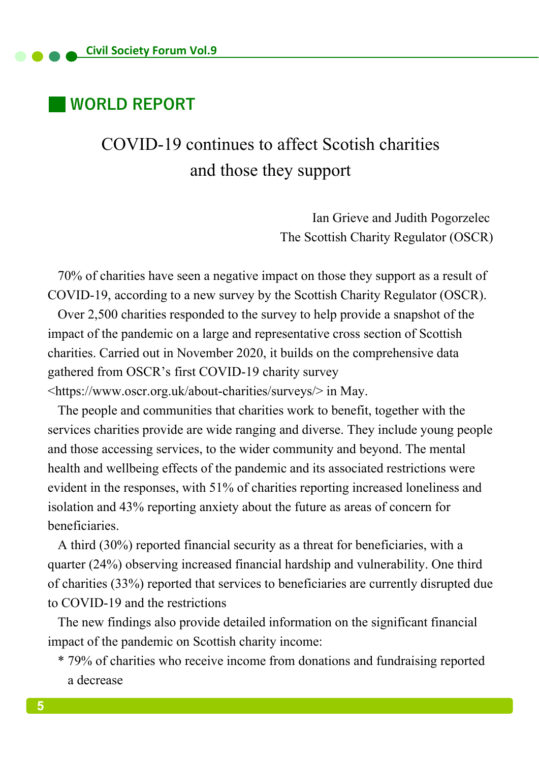## WORLD REPORT

# COVID-19 continues to affect Scottish charities and those they support

Ian Grieve and Judith Pogorzelec
The Scottish Charity Regulator (OSCR)

70% of charities have seen a negative impact on those they support as a result of COVID-19, according to a new survey by the Scottish Charity Regulator (OSCR).

Over 2,500 charities responded to the survey to help provide a snapshot of the impact of the pandemic on a large and representative cross section of Scottish charities. Carried out in November 2020, it builds on the comprehensive data gathered from OSCR's first COVID-19 charity survey <https://www.oscr.org.uk/about-charities/surveys/> in May.

The people and communities that charities work to benefit, together with the services charities provide are wide ranging and diverse. They include young people and those accessing services, to the wider community and beyond. The mental health and wellbeing effects of the pandemic and its associated restrictions were evident in the responses, with 51% of charities reporting increased loneliness and isolation and 43% reporting anxiety about the future as areas of concern for beneficiaries.

A third (30%) reported financial security as a threat for beneficiaries, with a quarter (24%) observing increased financial hardship and vulnerability. One third of charities (33%) reported that services to beneficiaries are currently disrupted due to COVID-19 and the restrictions

The new findings also provide detailed information on the significant financial impact of the pandemic on Scottish charity income:

* 79% of charities who receive income from donations and fundraising reported a decrease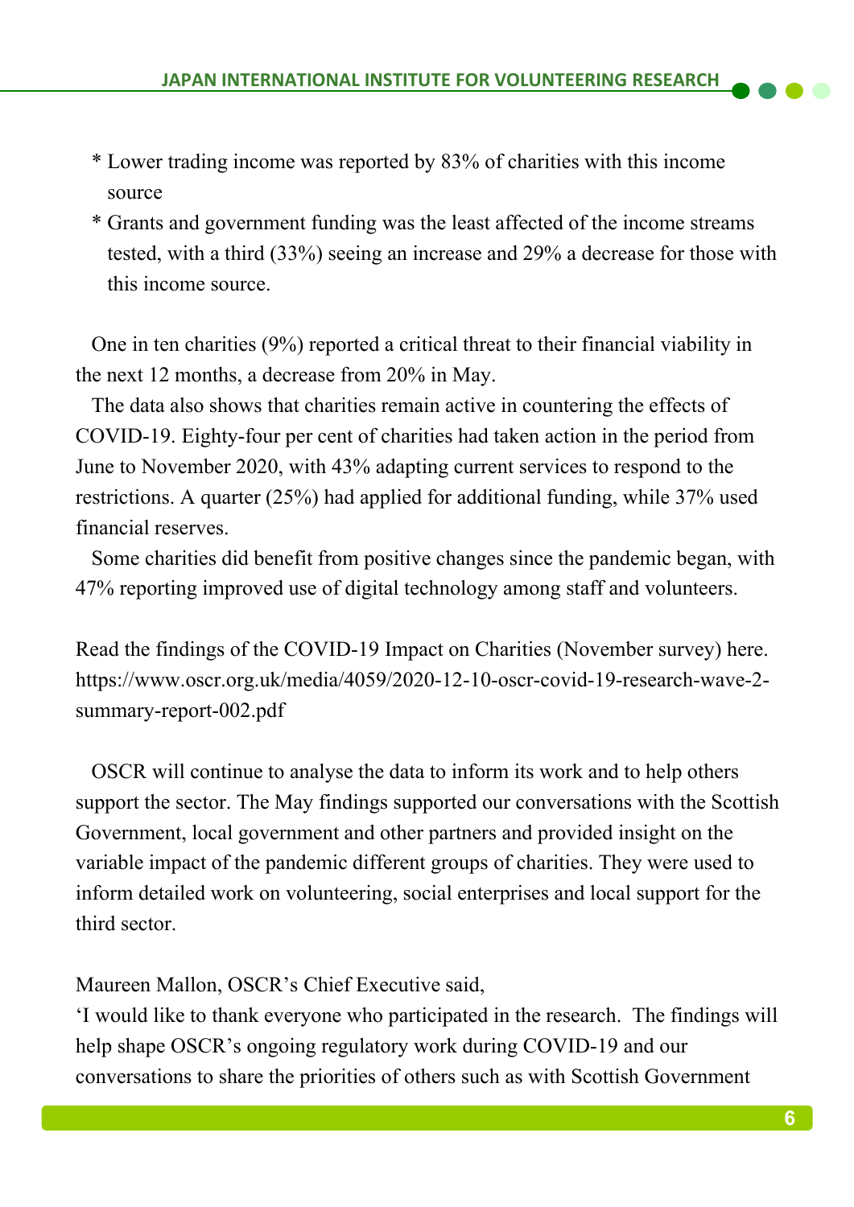* Lower trading income was reported by 83% of charities with this income source
* Grants and government funding was the least affected of the income streams tested, with a third (33%) seeing an increase and 29% a decrease for those with this income source.

One in ten charities (9%) reported a critical threat to their financial viability in the next 12 months, a decrease from 20% in May.

The data also shows that charities remain active in countering the effects of COVID-19. Eighty-four per cent of charities had taken action in the period from June to November 2020, with 43% adapting current services to respond to the restrictions. A quarter (25%) had applied for additional funding, while 37% used financial reserves.

Some charities did benefit from positive changes since the pandemic began, with 47% reporting improved use of digital technology among staff and volunteers.

Read the findings of the COVID-19 Impact on Charities (November survey) here. https://www.oscr.org.uk/media/4059/2020-12-10-oscr-covid-19-research-wave-2-summary-report-002.pdf

OSCR will continue to analyse the data to inform its work and to help others support the sector. The May findings supported our conversations with the Scottish Government, local government and other partners and provided insight on the variable impact of the pandemic different groups of charities. They were used to inform detailed work on volunteering, social enterprises and local support for the third sector.

Maureen Mallon, OSCR's Chief Executive said,
'I would like to thank everyone who participated in the research. The findings will help shape OSCR's ongoing regulatory work during COVID-19 and our conversations to share the priorities of others such as with Scottish Government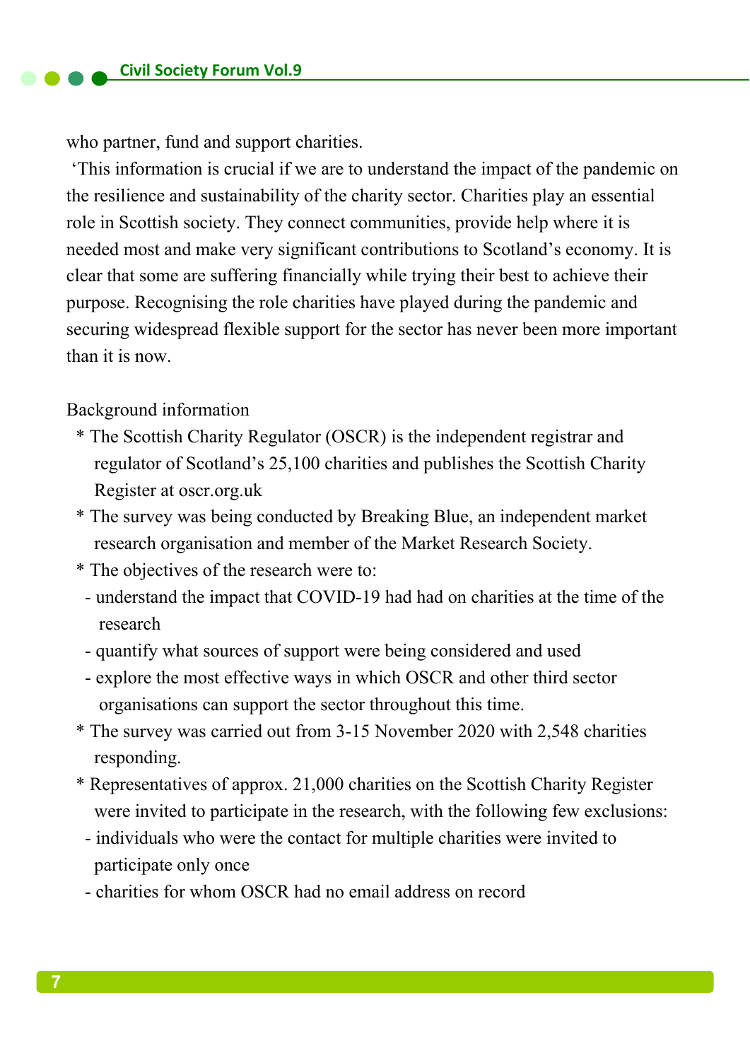who partner, fund and support charities.

'This information is crucial if we are to understand the impact of the pandemic on the resilience and sustainability of the charity sector. Charities play an essential role in Scottish society. They connect communities, provide help where it is needed most and make very significant contributions to Scotland's economy. It is clear that some are suffering financially while trying their best to achieve their purpose. Recognising the role charities have played during the pandemic and securing widespread flexible support for the sector has never been more important than it is now.

Background information

* The Scottish Charity Regulator (OSCR) is the independent registrar and regulator of Scotland's 25,100 charities and publishes the Scottish Charity Register at oscr.org.uk
* The survey was being conducted by Breaking Blue, an independent market research organisation and member of the Market Research Society.
* The objectives of the research were to:
  - understand the impact that COVID-19 had had on charities at the time of the research
  - quantify what sources of support were being considered and used
  - explore the most effective ways in which OSCR and other third sector organisations can support the sector throughout this time.
* The survey was carried out from 3-15 November 2020 with 2,548 charities responding.
* Representatives of approx. 21,000 charities on the Scottish Charity Register were invited to participate in the research, with the following few exclusions:
  - individuals who were the contact for multiple charities were invited to participate only once
  - charities for whom OSCR had no email address on record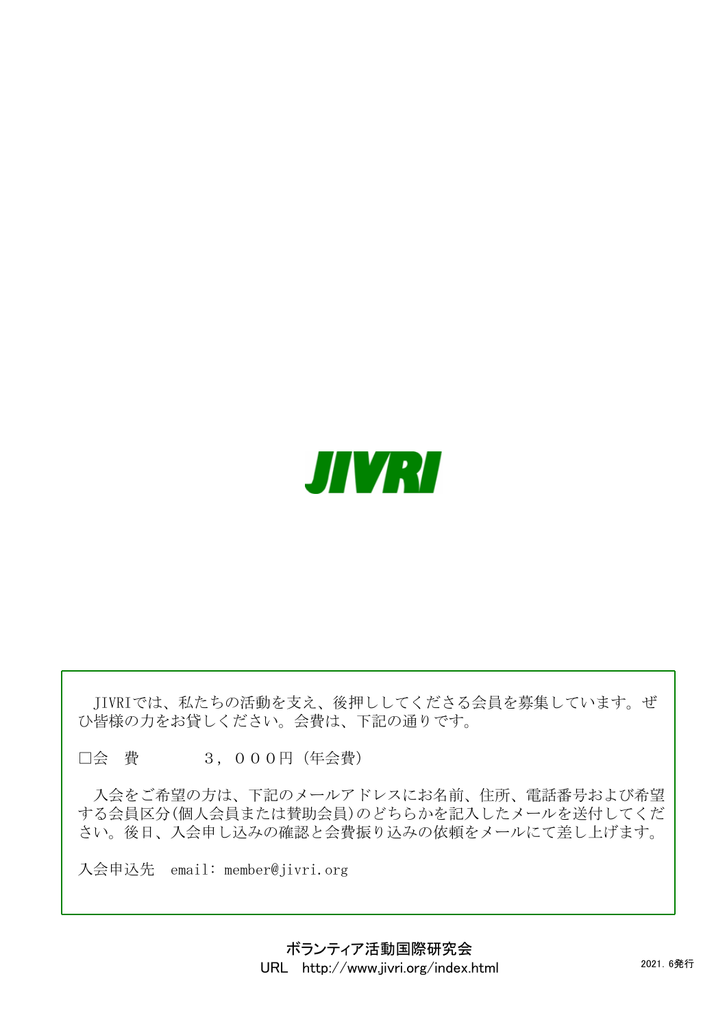# JIVRI

JIVRIでは、私たちの活動を支え、後押ししてくださる会員を募集しています。ぜひ皆様の力をお貸しください。会費は、下記の通りです。

□会　費　　　　３，０００円（年会費）

入会をご希望の方は、下記のメールアドレスにお名前、住所、電話番号および希望する会員区分(個人会員または賛助会員)のどちらかを記入したメールを送付してください。後日、入会申し込みの確認と会費振り込みの依頼をメールにて差し上げます。

入会申込先　email：member@jivri.org

**ボランティア活動国際研究会**

URL　http://www.jivri.org/index.html

2021.6発行